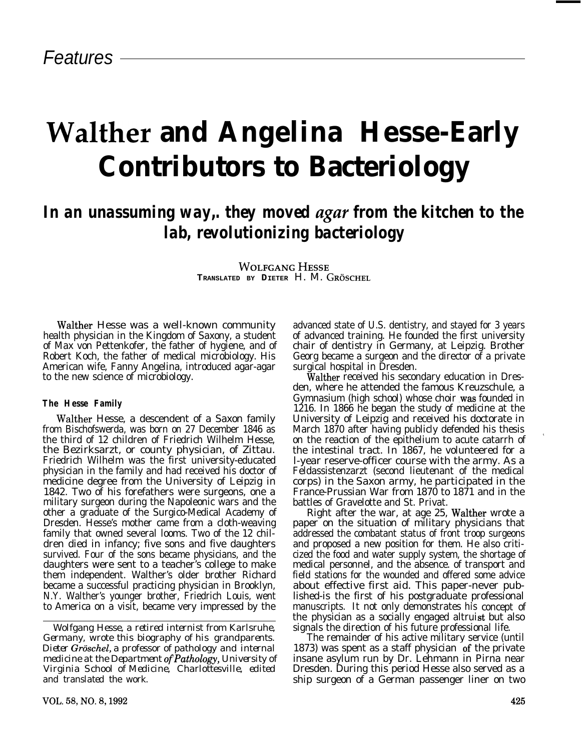Features

# Walther and Angelina Hesse-Early Contributors to Bacteriology

## *In an unassuming way,. they moved agar from the kitchen to the lab, revolutionizing bacteriology*

WOLFGANG HESSE
TRANSLATED BY DIETER H. M. GRÖSCHEL

Walther Hesse was a well-known community health physician in the Kingdom of Saxony, a student of Max von Pettenkofer, the father of hygiene, and of Robert Koch, the father of medical microbiology. His American wife, Fanny Angelina, introduced agar-agar to the new science of microbiology.

### The Hesse Family

Walther Hesse, a descendent of a Saxon family from Bischofswerda, was born on 27 December 1846 as the third of 12 children of Friedrich Wilhelm Hesse, the Bezirksarzt, or county physician, of Zittau. Friedrich Wilhelm was the first university-educated physician in the family and had received his doctor of medicine degree from the University of Leipzig in 1842. Two of his forefathers were surgeons, one a military surgeon during the Napoleonic wars and the other a graduate of the Surgico-Medical Academy of Dresden. Hesse's mother came from a cloth-weaving family that owned several looms. Two of the 12 children died in infancy; five sons and five daughters survived. Four of the sons became physicians, and the daughters were sent to a teacher's college to make them independent. Walther's older brother Richard became a successful practicing physician in Brooklyn, N.Y. Walther's younger brother, Friedrich Louis, went to America on a visit, became very impressed by the advanced state of U.S. dentistry, and stayed for 3 years of advanced training. He founded the first university chair of dentistry in Germany, at Leipzig. Brother Georg became a surgeon and the director of a private surgical hospital in Dresden.

Walther received his secondary education in Dresden, where he attended the famous Kreuzschule, a Gymnasium (high school) whose choir was founded in 1216. In 1866 he began the study of medicine at the University of Leipzig and received his doctorate in March 1870 after having publicly defended his thesis on the reaction of the epithelium to acute catarrh of the intestinal tract. In 1867, he volunteered for a l-year reserve-officer course with the army. As a Feldassistenzarzt (second lieutenant of the medical corps) in the Saxon army, he participated in the France-Prussian War from 1870 to 1871 and in the battles of Gravelotte and St. Privat.

Right after the war, at age 25, Walther wrote a paper on the situation of military physicians that addressed the combatant status of front troop surgeons and proposed a new position for them. He also criticized the food and water supply system, the shortage of medical personnel, and the absence. of transport and field stations for the wounded and offered some advice about effective first aid. This paper-never published-is the first of his postgraduate professional manuscripts. It not only demonstrates his concept of the physician as a socially engaged altruist but also signals the direction of his future professional life.

The remainder of his active military service (until 1873) was spent as a staff physician of the private insane asylum run by Dr. Lehmann in Pirna near Dresden. During this period Hesse also served as a ship surgeon of a German passenger liner on two

*Wolfgang Hesse, a retired internist from Karlsruhe, Germany, wrote this biography of his grandparents. Dieter Gröschel, a professor of pathology and internal medicine at the Department of Pathology, University of Virginia School of Medicine, Charlottesville, edited and translated the work.*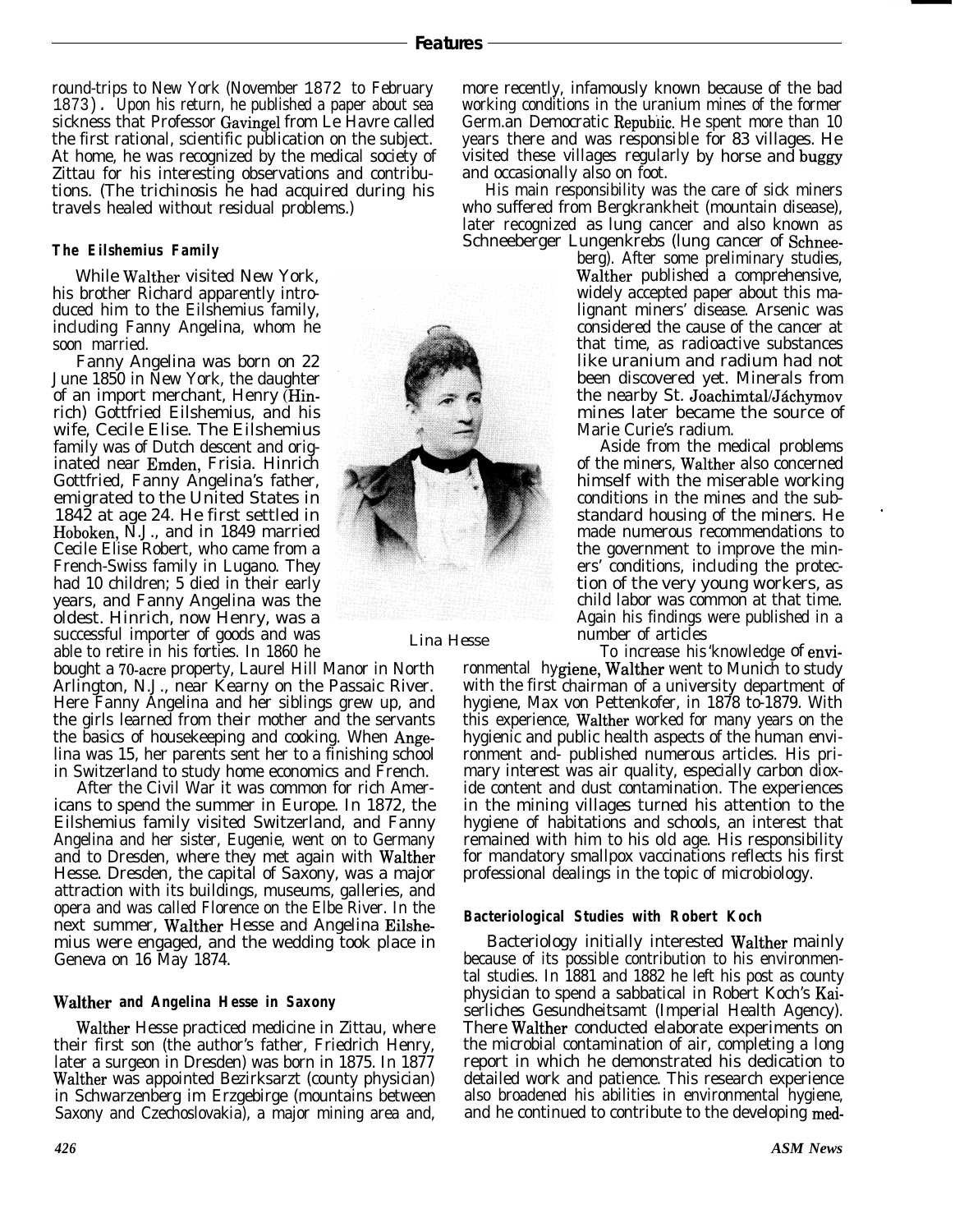round-trips to New York (November 1872 to February 1873). Upon his return, he published a paper about sea sickness that Professor Gavingel from Le Havre called the first rational, scientific publication on the subject. At home, he was recognized by the medical society of Zittau for his interesting observations and contributions. (The trichinosis he had acquired during his travels healed without residual problems.)

### The Eilshemius Family

While Walther visited New York, his brother Richard apparently introduced him to the Eilshemius family, including Fanny Angelina, whom he soon married.

Fanny Angelina was born on 22 June 1850 in New York, the daughter of an import merchant, Henry (Hinrich) Gottfried Eilshemius, and his wife, Cecile Elise. The Eilshemius family was of Dutch descent and originated near Emden, Frisia. Hinrich Gottfried, Fanny Angelina's father, emigrated to the United States in 1842 at age 24. He first settled in Hoboken, N.J., and in 1849 married Cecile Elise Robert, who came from a French-Swiss family in Lugano. They had 10 children; 5 died in their early years, and Fanny Angelina was the oldest. Hinrich, now Henry, was a successful importer of goods and was able to retire in his forties. In 1860 he bought a 70-acre property, Laurel Hill Manor in North Arlington, N.J., near Kearny on the Passaic River. Here Fanny Angelina and her siblings grew up, and the girls learned from their mother and the servants the basics of housekeeping and cooking. When Angelina was 15, her parents sent her to a finishing school in Switzerland to study home economics and French.

After the Civil War it was common for rich Americans to spend the summer in Europe. In 1872, the Eilshemius family visited Switzerland, and Fanny Angelina and her sister, Eugenie, went on to Germany and to Dresden, where they met again with Walther Hesse. Dresden, the capital of Saxony, was a major attraction with its buildings, museums, galleries, and opera and was called Florence on the Elbe River. In the next summer, Walther Hesse and Angelina Eilshemius were engaged, and the wedding took place in Geneva on 16 May 1874.

Lina Hesse

### Walther and Angelina Hesse in Saxony

Walther Hesse practiced medicine in Zittau, where their first son (the author's father, Friedrich Henry, later a surgeon in Dresden) was born in 1875. In 1877 Walther was appointed Bezirksarzt (county physician) in Schwarzenberg im Erzgebirge (mountains between Saxony and Czechoslovakia), a major mining area and, more recently, infamously known because of the bad working conditions in the uranium mines of the former German Democratic Republic. He spent more than 10 years there and was responsible for 83 villages. He visited these villages regularly by horse and buggy and occasionally also on foot.

His main responsibility was the care of sick miners who suffered from Bergkrankheit (mountain disease), later recognized as lung cancer and also known as Schneeberger Lungenkrebs (lung cancer of Schneeberg). After some preliminary studies, Walther published a comprehensive, widely accepted paper about this malignant miners' disease. Arsenic was considered the cause of the cancer at that time, as radioactive substances like uranium and radium had not been discovered yet. Minerals from the nearby St. Joachimtal/Jáchymov mines later became the source of Marie Curie's radium.

Aside from the medical problems of the miners, Walther also concerned himself with the miserable working conditions in the mines and the substandard housing of the miners. He made numerous recommendations to the government to improve the miners' conditions, including the protection of the very young workers, as child labor was common at that time. Again his findings were published in a number of articles

To increase his knowledge of environmental hygiene, Walther went to Munich to study with the first chairman of a university department of hygiene, Max von Pettenkofer, in 1878 to 1879. With this experience, Walther worked for many years on the hygienic and public health aspects of the human environment and published numerous articles. His primary interest was air quality, especially carbon dioxide content and dust contamination. The experiences in the mining villages turned his attention to the hygiene of habitations and schools, an interest that remained with him to his old age. His responsibility for mandatory smallpox vaccinations reflects his first professional dealings in the topic of microbiology.

### Bacteriological Studies with Robert Koch

Bacteriology initially interested Walther mainly because of its possible contribution to his environmental studies. In 1881 and 1882 he left his post as county physician to spend a sabbatical in Robert Koch's Kaiserliches Gesundheitsamt (Imperial Health Agency). There Walther conducted elaborate experiments on the microbial contamination of air, completing a long report in which he demonstrated his dedication to detailed work and patience. This research experience also broadened his abilities in environmental hygiene, and he continued to contribute to the developing med-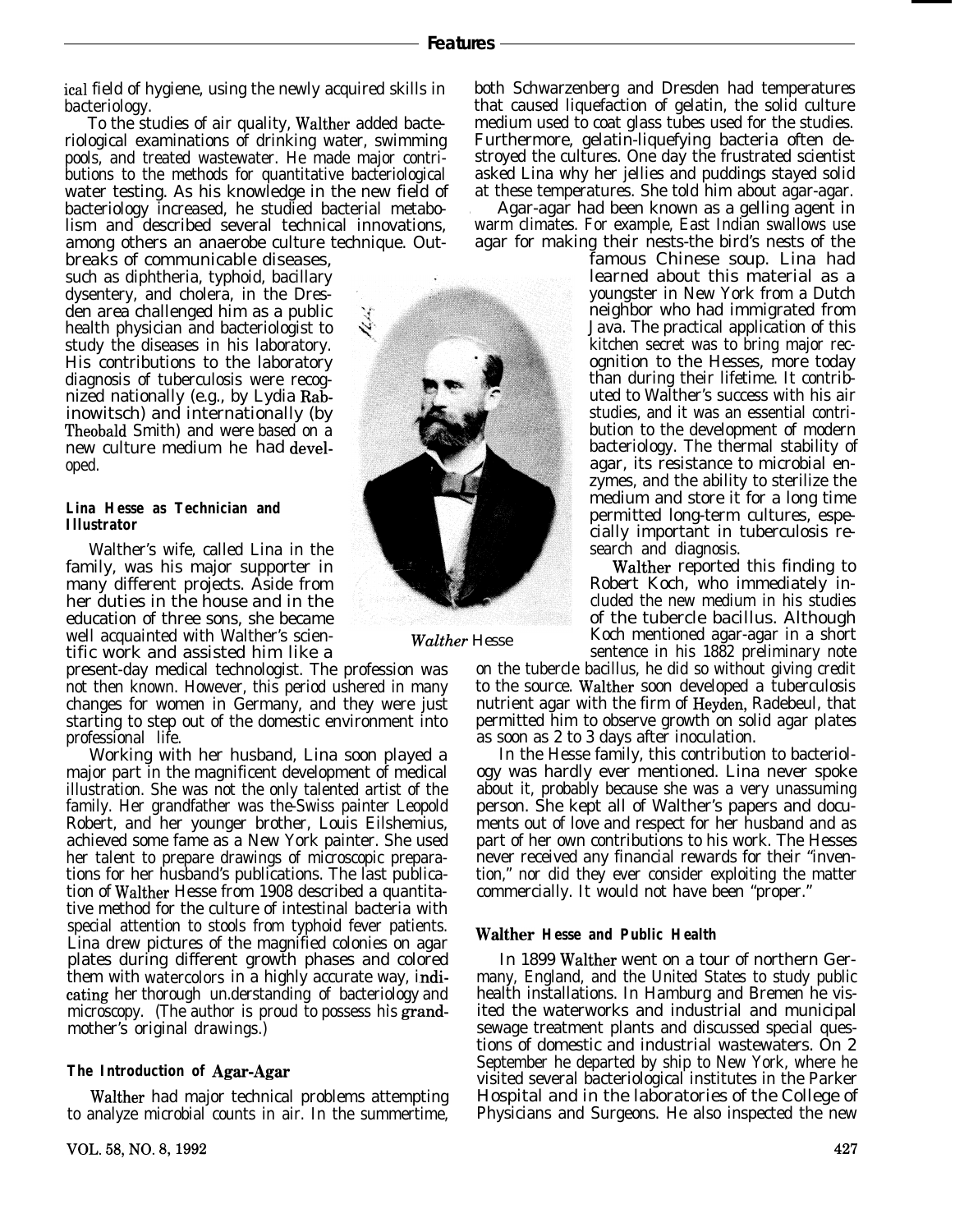ical field of hygiene, using the newly acquired skills in bacteriology.

To the studies of air quality, Walther added bacteriological examinations of drinking water, swimming pools, and treated wastewater. He made major contributions to the methods for quantitative bacteriological water testing. As his knowledge in the new field of bacteriology increased, he studied bacterial metabolism and described several technical innovations, among others an anaerobe culture technique. Outbreaks of communicable diseases, such as diphtheria, typhoid, bacillary dysentery, and cholera, in the Dresden area challenged him as a public health physician and bacteriologist to study the diseases in his laboratory. His contributions to the laboratory diagnosis of tuberculosis were recognized nationally (e.g., by Lydia Rabinowitsch) and internationally (by Theobald Smith) and were based on a new culture medium he had developed.

#### Lina Hesse as Technician and Illustrator

Walther's wife, called Lina in the family, was his major supporter in many different projects. Aside from her duties in the house and in the education of three sons, she became well acquainted with Walther's scientific work and assisted him like a present-day medical technologist. The profession was not then known. However, this period ushered in many changes for women in Germany, and they were just starting to step out of the domestic environment into professional life.

Working with her husband, Lina soon played a major part in the magnificent development of medical illustration. She was not the only talented artist of the family. Her grandfather was the Swiss painter Leopold Robert, and her younger brother, Louis Eilshemius, achieved some fame as a New York painter. She used her talent to prepare drawings of microscopic preparations for her husband's publications. The last publication of Walther Hesse from 1908 described a quantitative method for the culture of intestinal bacteria with special attention to stools from typhoid fever patients. Lina drew pictures of the magnified colonies on agar plates during different growth phases and colored them with watercolors in a highly accurate way, indicating her thorough understanding of bacteriology and microscopy. (The author is proud to possess his grandmother's original drawings.)

*Walther* Hesse

#### The Introduction of Agar-Agar

Walther had major technical problems attempting to analyze microbial counts in air. In the summertime, both Schwarzenberg and Dresden had temperatures that caused liquefaction of gelatin, the solid culture medium used to coat glass tubes used for the studies. Furthermore, gelatin-liquefying bacteria often destroyed the cultures. One day the frustrated scientist asked Lina why her jellies and puddings stayed solid at these temperatures. She told him about agar-agar.

Agar-agar had been known as a gelling agent in warm climates. For example, East Indian swallows use agar for making their nests-the bird's nests of the famous Chinese soup. Lina had learned about this material as a youngster in New York from a Dutch neighbor who had immigrated from Java. The practical application of this kitchen secret was to bring major recognition to the Hesses, more today than during their lifetime. It contributed to Walther's success with his air studies, and it was an essential contribution to the development of modern bacteriology. The thermal stability of agar, its resistance to microbial enzymes, and the ability to sterilize the medium and store it for a long time permitted long-term cultures, especially important in tuberculosis research and diagnosis.

Walther reported this finding to Robert Koch, who immediately included the new medium in his studies of the tubercle bacillus. Although Koch mentioned agar-agar in a short sentence in his 1882 preliminary note on the tubercle bacillus, he did so without giving credit to the source. Walther soon developed a tuberculosis nutrient agar with the firm of Heyden, Radebeul, that permitted him to observe growth on solid agar plates as soon as 2 to 3 days after inoculation.

In the Hesse family, this contribution to bacteriology was hardly ever mentioned. Lina never spoke about it, probably because she was a very unassuming person. She kept all of Walther's papers and documents out of love and respect for her husband and as part of her own contributions to his work. The Hesses never received any financial rewards for their "invention," nor did they ever consider exploiting the matter commercially. It would not have been "proper."

#### Walther Hesse and Public Health

In 1899 Walther went on a tour of northern Germany, England, and the United States to study public health installations. In Hamburg and Bremen he visited the waterworks and industrial and municipal sewage treatment plants and discussed special questions of domestic and industrial wastewaters. On 2 September he departed by ship to New York, where he visited several bacteriological institutes in the Parker Hospital and in the laboratories of the College of Physicians and Surgeons. He also inspected the new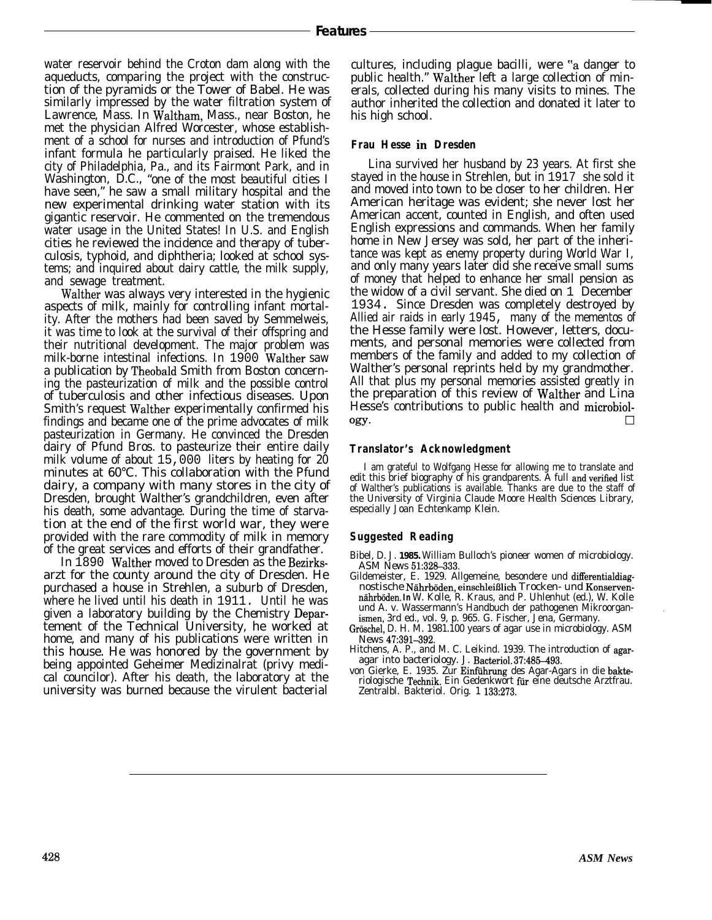water reservoir behind the Croton dam along with the aqueducts, comparing the project with the construction of the pyramids or the Tower of Babel. He was similarly impressed by the water filtration system of Lawrence, Mass. In Waltham, Mass., near Boston, he met the physician Alfred Worcester, whose establishment of a school for nurses and introduction of Pfund's infant formula he particularly praised. He liked the city of Philadelphia, Pa., and its Fairmont Park, and in Washington, D.C., "one of the most beautiful cities I have seen," he saw a small military hospital and the new experimental drinking water station with its gigantic reservoir. He commented on the tremendous water usage in the United States! In U.S. and English cities he reviewed the incidence and therapy of tuberculosis, typhoid, and diphtheria; looked at school systems; and inquired about dairy cattle, the milk supply, and sewage treatment.

Walther was always very interested in the hygienic aspects of milk, mainly for controlling infant mortality. After the mothers had been saved by Semmelweis, it was time to look at the survival of their offspring and their nutritional development. The major problem was milk-borne intestinal infections. In 1900 Walther saw a publication by Theobald Smith from Boston concerning the pasteurization of milk and the possible control of tuberculosis and other infectious diseases. Upon Smith's request Walther experimentally confirmed his findings and became one of the prime advocates of milk pasteurization in Germany. He convinced the Dresden dairy of Pfund Bros. to pasteurize their entire daily milk volume of about 15,000 liters by heating for 20 minutes at 60°C. This collaboration with the Pfund dairy, a company with many stores in the city of Dresden, brought Walther's grandchildren, even after his death, some advantage. During the time of starvation at the end of the first world war, they were provided with the rare commodity of milk in memory of the great services and efforts of their grandfather.

In 1890 Walther moved to Dresden as the Bezirksarzt for the county around the city of Dresden. He purchased a house in Strehlen, a suburb of Dresden, where he lived until his death in 1911. Until he was given a laboratory building by the Chemistry Departement of the Technical University, he worked at home, and many of his publications were written in this house. He was honored by the government by being appointed Geheimer Medizinalrat (privy medical councilor). After his death, the laboratory at the university was burned because the virulent bacterial cultures, including plague bacilli, were "a danger to public health." Walther left a large collection of minerals, collected during his many visits to mines. The author inherited the collection and donated it later to his high school.

## Frau Hesse in Dresden

Lina survived her husband by 23 years. At first she stayed in the house in Strehlen, but in 1917 she sold it and moved into town to be closer to her children. Her American heritage was evident; she never lost her American accent, counted in English, and often used English expressions and commands. When her family home in New Jersey was sold, her part of the inheritance was kept as enemy property during World War I, and only many years later did she receive small sums of money that helped to enhance her small pension as the widow of a civil servant. She died on 1 December 1934. Since Dresden was completely destroyed by Allied air raids in early 1945, many of the mementos of the Hesse family were lost. However, letters, documents, and personal memories were collected from members of the family and added to my collection of Walther's personal reprints held by my grandmother. All that plus my personal memories assisted greatly in the preparation of this review of Walther and Lina Hesse's contributions to public health and microbiology. □

## Translator's Acknowledgment

I am grateful to Wolfgang Hesse for allowing me to translate and edit this brief biography of his grandparents. A full and verified list of Walther's publications is available. Thanks are due to the staff of the University of Virginia Claude Moore Health Sciences Library, especially Joan Echtenkamp Klein.

## Suggested Reading

Bibel, D. J. **1985.** William Bulloch's pioneer women of microbiology. ASM News 51:328–333.

Gildemeister, E. 1929. Allgemeine, besondere und differentialdiagnostische Nährböden, einschleißlich Trocken- und Konservennährböden. *In* W. Kolle, R. Kraus, and P. Uhlenhut (ed.), W. Kolle und A. v. Wassermann's Handbuch der pathogenen Mikroorganismen, 3rd ed., vol. 9, p. 965. G. Fischer, Jena, Germany.

Gröschel, D. H. M. 1981. 100 years of agar use in microbiology. ASM News 47:391–392.

Hitchens, A. P., and M. C. Leikind. 1939. The introduction of agar-agar into bacteriology. J. Bacteriol. 37:485–493.

von Gierke, E. 1935. Zur Einführung des Agar-Agars in die bakteriologische Technik. Ein Gedenkwort für eine deutsche Arztfrau. Zentralbl. Bakteriol. Orig. 1 133:273.